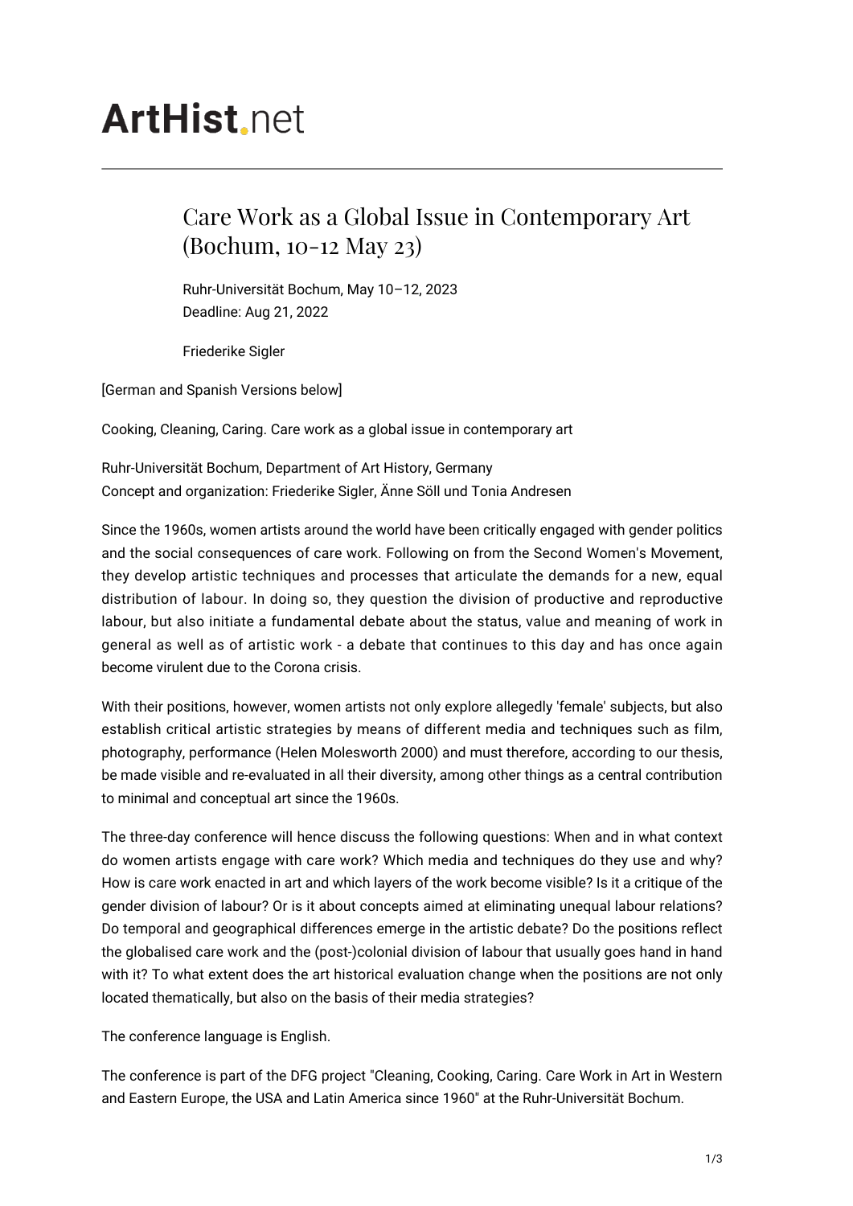# ArtHist.net

## Care Work as a Global Issue in Contemporary Art (Bochum, 10-12 May 23)

Ruhr-Universität Bochum, May 10–12, 2023
Deadline: Aug 21, 2022

Friederike Sigler

[German and Spanish Versions below]

Cooking, Cleaning, Caring. Care work as a global issue in contemporary art

Ruhr-Universität Bochum, Department of Art History, Germany
Concept and organization: Friederike Sigler, Änne Söll und Tonia Andresen

Since the 1960s, women artists around the world have been critically engaged with gender politics and the social consequences of care work. Following on from the Second Women's Movement, they develop artistic techniques and processes that articulate the demands for a new, equal distribution of labour. In doing so, they question the division of productive and reproductive labour, but also initiate a fundamental debate about the status, value and meaning of work in general as well as of artistic work - a debate that continues to this day and has once again become virulent due to the Corona crisis.

With their positions, however, women artists not only explore allegedly 'female' subjects, but also establish critical artistic strategies by means of different media and techniques such as film, photography, performance (Helen Molesworth 2000) and must therefore, according to our thesis, be made visible and re-evaluated in all their diversity, among other things as a central contribution to minimal and conceptual art since the 1960s.

The three-day conference will hence discuss the following questions: When and in what context do women artists engage with care work? Which media and techniques do they use and why? How is care work enacted in art and which layers of the work become visible? Is it a critique of the gender division of labour? Or is it about concepts aimed at eliminating unequal labour relations? Do temporal and geographical differences emerge in the artistic debate? Do the positions reflect the globalised care work and the (post-)colonial division of labour that usually goes hand in hand with it? To what extent does the art historical evaluation change when the positions are not only located thematically, but also on the basis of their media strategies?

The conference language is English.

The conference is part of the DFG project "Cleaning, Cooking, Caring. Care Work in Art in Western and Eastern Europe, the USA and Latin America since 1960" at the Ruhr-Universität Bochum.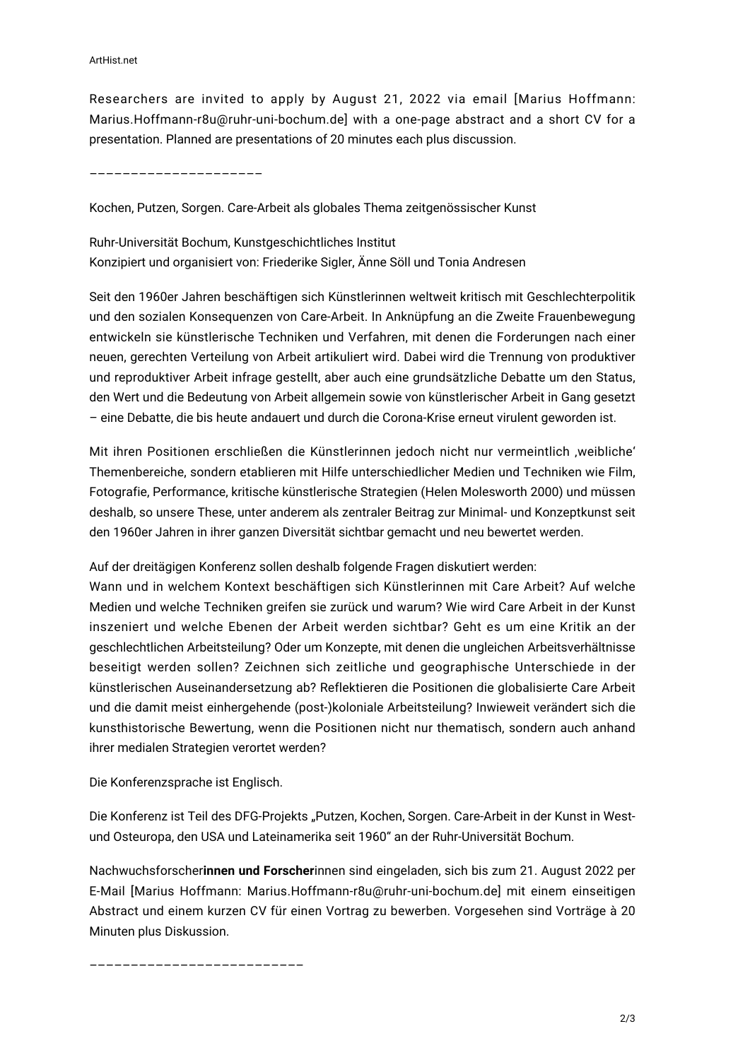Researchers are invited to apply by August 21, 2022 via email [Marius Hoffmann: Marius.Hoffmann-r8u@ruhr-uni-bochum.de] with a one-page abstract and a short CV for a presentation. Planned are presentations of 20 minutes each plus discussion.

---------------------

Kochen, Putzen, Sorgen. Care-Arbeit als globales Thema zeitgenössischer Kunst

Ruhr-Universität Bochum, Kunstgeschichtliches Institut
Konzipiert und organisiert von: Friederike Sigler, Änne Söll und Tonia Andresen

Seit den 1960er Jahren beschäftigen sich Künstlerinnen weltweit kritisch mit Geschlechterpolitik und den sozialen Konsequenzen von Care-Arbeit. In Anknüpfung an die Zweite Frauenbewegung entwickeln sie künstlerische Techniken und Verfahren, mit denen die Forderungen nach einer neuen, gerechten Verteilung von Arbeit artikuliert wird. Dabei wird die Trennung von produktiver und reproduktiver Arbeit infrage gestellt, aber auch eine grundsätzliche Debatte um den Status, den Wert und die Bedeutung von Arbeit allgemein sowie von künstlerischer Arbeit in Gang gesetzt – eine Debatte, die bis heute andauert und durch die Corona-Krise erneut virulent geworden ist.

Mit ihren Positionen erschließen die Künstlerinnen jedoch nicht nur vermeintlich ‚weibliche' Themenbereiche, sondern etablieren mit Hilfe unterschiedlicher Medien und Techniken wie Film, Fotografie, Performance, kritische künstlerische Strategien (Helen Molesworth 2000) und müssen deshalb, so unsere These, unter anderem als zentraler Beitrag zur Minimal- und Konzeptkunst seit den 1960er Jahren in ihrer ganzen Diversität sichtbar gemacht und neu bewertet werden.

Auf der dreitägigen Konferenz sollen deshalb folgende Fragen diskutiert werden:
Wann und in welchem Kontext beschäftigen sich Künstlerinnen mit Care Arbeit? Auf welche Medien und welche Techniken greifen sie zurück und warum? Wie wird Care Arbeit in der Kunst inszeniert und welche Ebenen der Arbeit werden sichtbar? Geht es um eine Kritik an der geschlechtlichen Arbeitsteilung? Oder um Konzepte, mit denen die ungleichen Arbeitsverhältnisse beseitigt werden sollen? Zeichnen sich zeitliche und geographische Unterschiede in der künstlerischen Auseinandersetzung ab? Reflektieren die Positionen die globalisierte Care Arbeit und die damit meist einhergehende (post-)koloniale Arbeitsteilung? Inwieweit verändert sich die kunsthistorische Bewertung, wenn die Positionen nicht nur thematisch, sondern auch anhand ihrer medialen Strategien verortet werden?

Die Konferenzsprache ist Englisch.

Die Konferenz ist Teil des DFG-Projekts „Putzen, Kochen, Sorgen. Care-Arbeit in der Kunst in West- und Osteuropa, den USA und Lateinamerika seit 1960" an der Ruhr-Universität Bochum.

Nachwuchsforscher**innen und Forscher**innen sind eingeladen, sich bis zum 21. August 2022 per E-Mail [Marius Hoffmann: Marius.Hoffmann-r8u@ruhr-uni-bochum.de] mit einem einseitigen Abstract und einem kurzen CV für einen Vortrag zu bewerben. Vorgesehen sind Vorträge à 20 Minuten plus Diskussion.

--------------------------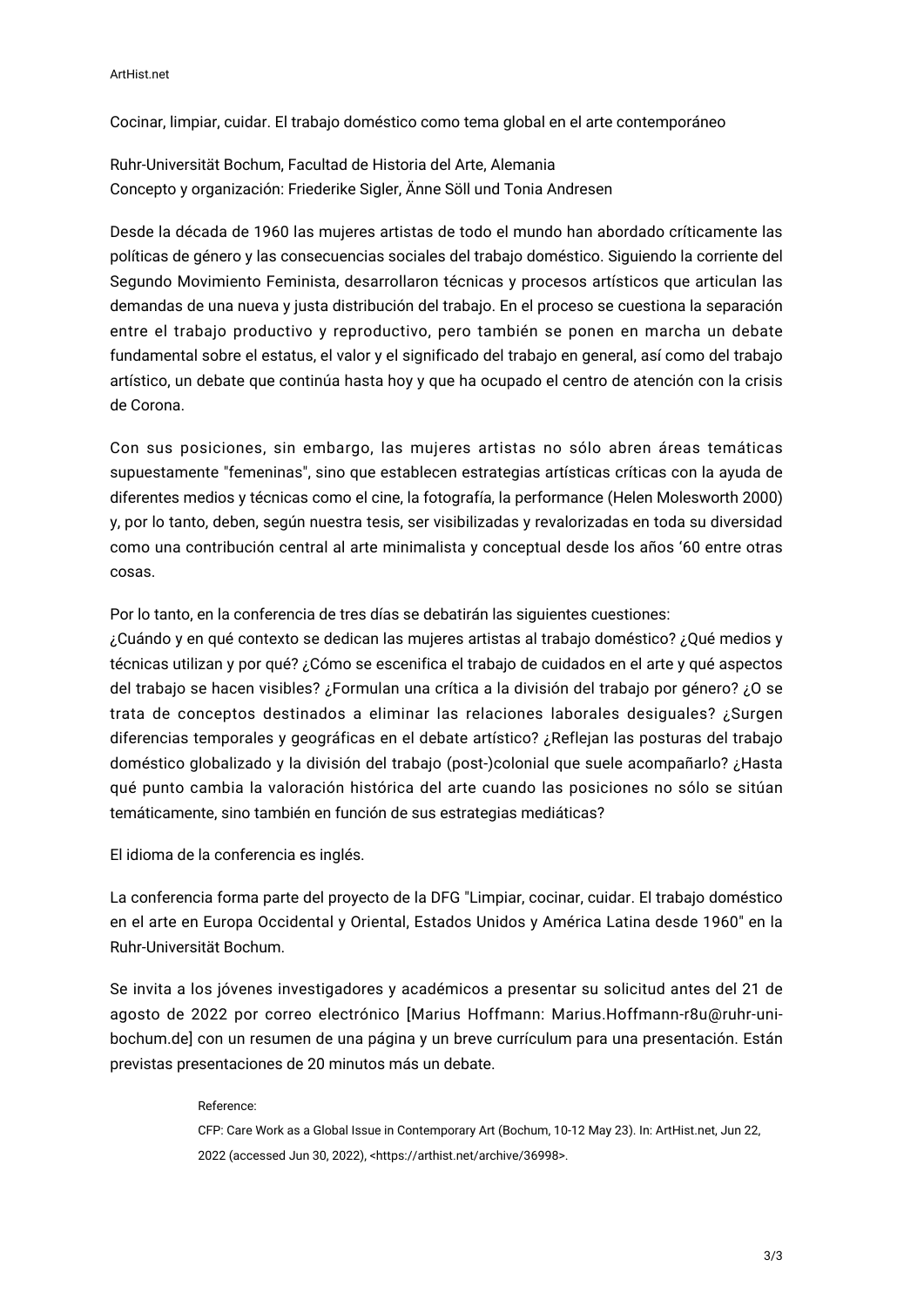Cocinar, limpiar, cuidar. El trabajo doméstico como tema global en el arte contemporáneo

Ruhr-Universität Bochum, Facultad de Historia del Arte, Alemania
Concepto y organización: Friederike Sigler, Änne Söll und Tonia Andresen

Desde la década de 1960 las mujeres artistas de todo el mundo han abordado críticamente las políticas de género y las consecuencias sociales del trabajo doméstico. Siguiendo la corriente del Segundo Movimiento Feminista, desarrollaron técnicas y procesos artísticos que articulan las demandas de una nueva y justa distribución del trabajo. En el proceso se cuestiona la separación entre el trabajo productivo y reproductivo, pero también se ponen en marcha un debate fundamental sobre el estatus, el valor y el significado del trabajo en general, así como del trabajo artístico, un debate que continúa hasta hoy y que ha ocupado el centro de atención con la crisis de Corona.

Con sus posiciones, sin embargo, las mujeres artistas no sólo abren áreas temáticas supuestamente "femeninas", sino que establecen estrategias artísticas críticas con la ayuda de diferentes medios y técnicas como el cine, la fotografía, la performance (Helen Molesworth 2000) y, por lo tanto, deben, según nuestra tesis, ser visibilizadas y revalorizadas en toda su diversidad como una contribución central al arte minimalista y conceptual desde los años ’60 entre otras cosas.

Por lo tanto, en la conferencia de tres días se debatirán las siguientes cuestiones:
¿Cuándo y en qué contexto se dedican las mujeres artistas al trabajo doméstico? ¿Qué medios y técnicas utilizan y por qué? ¿Cómo se escenifica el trabajo de cuidados en el arte y qué aspectos del trabajo se hacen visibles? ¿Formulan una crítica a la división del trabajo por género? ¿O se trata de conceptos destinados a eliminar las relaciones laborales desiguales? ¿Surgen diferencias temporales y geográficas en el debate artístico? ¿Reflejan las posturas del trabajo doméstico globalizado y la división del trabajo (post-)colonial que suele acompañarlo? ¿Hasta qué punto cambia la valoración histórica del arte cuando las posiciones no sólo se sitúan temáticamente, sino también en función de sus estrategias mediáticas?

El idioma de la conferencia es inglés.

La conferencia forma parte del proyecto de la DFG "Limpiar, cocinar, cuidar. El trabajo doméstico en el arte en Europa Occidental y Oriental, Estados Unidos y América Latina desde 1960" en la Ruhr-Universität Bochum.

Se invita a los jóvenes investigadores y académicos a presentar su solicitud antes del 21 de agosto de 2022 por correo electrónico [Marius Hoffmann: Marius.Hoffmann-r8u@ruhr-uni-bochum.de] con un resumen de una página y un breve currículum para una presentación. Están previstas presentaciones de 20 minutos más un debate.

Reference:
CFP: Care Work as a Global Issue in Contemporary Art (Bochum, 10-12 May 23). In: ArtHist.net, Jun 22, 2022 (accessed Jun 30, 2022), <https://arthist.net/archive/36998>.